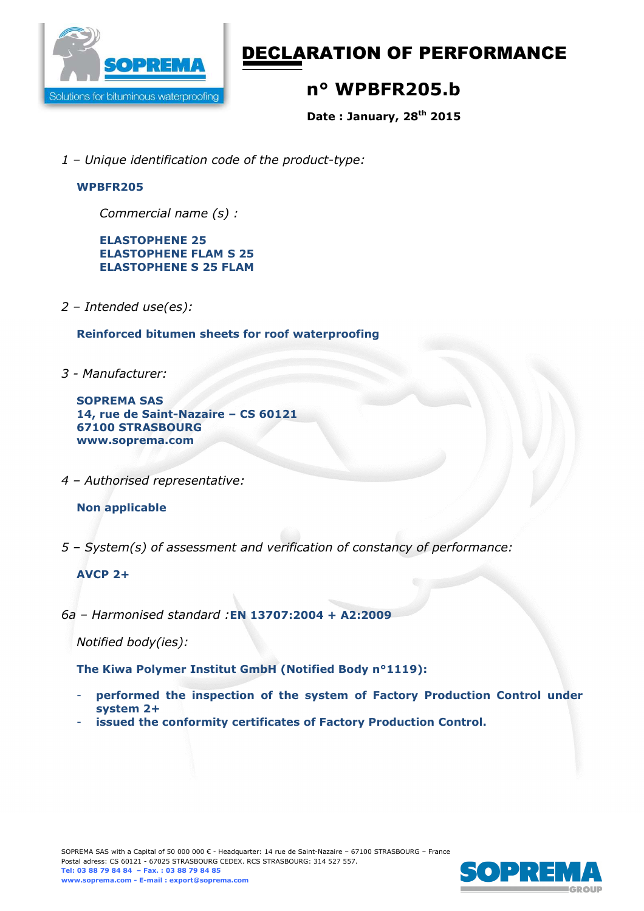# DECLARATION OF PERFORMANCE

## n° WPBFR205.b

**Date : January, 28th 2015**

*1 – Unique identification code of the product-type:*

**WPBFR205**

*Commercial name (s) :*

**ELASTOPHENE 25**
**ELASTOPHENE FLAM S 25**
**ELASTOPHENE S 25 FLAM**

*2 – Intended use(es):*

**Reinforced bitumen sheets for roof waterproofing**

*3 - Manufacturer:*

**SOPREMA SAS**
**14, rue de Saint-Nazaire – CS 60121**
**67100 STRASBOURG**
**www.soprema.com**

*4 – Authorised representative:*

**Non applicable**

*5 – System(s) of assessment and verification of constancy of performance:*

**AVCP 2+**

*6a – Harmonised standard :* **EN 13707:2004 + A2:2009**

*Notified body(ies):*

**The Kiwa Polymer Institut GmbH (Notified Body n°1119):**

- **performed the inspection of the system of Factory Production Control under system 2+**
- **issued the conformity certificates of Factory Production Control.**

SOPREMA SAS with a Capital of 50 000 000 € - Headquarter: 14 rue de Saint-Nazaire – 67100 STRASBOURG – France
Postal adress: CS 60121 - 67025 STRASBOURG CEDEX. RCS STRASBOURG: 314 527 557.
Tel: 03 88 79 84 84 – Fax. : 03 88 79 84 85
www.soprema.com - E-mail : export@soprema.com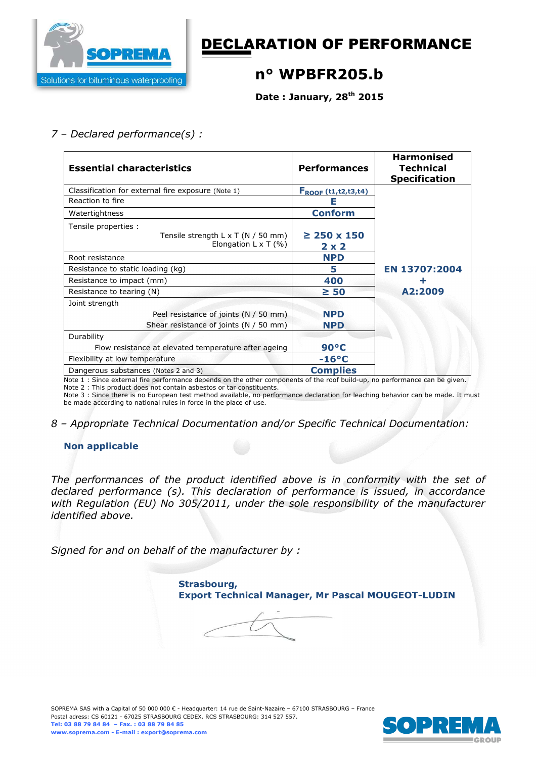# DECLARATION OF PERFORMANCE

## n° WPBFR205.b

**Date : January, 28th 2015**

*7 – Declared performance(s) :*

| Essential characteristics | Performances | Harmonised Technical Specification |
|---|---|---|
| Classification for external fire exposure (Note 1) | $F_{ROOF}$ (t1,t2,t3,t4) | EN 13707:2004 + A2:2009 |
| Reaction to fire | E | |
| Watertightness | Conform | |
| Tensile properties : Tensile strength L x T (N / 50 mm) / Elongation L x T (%) | ≥ 250 x 150 / 2 x 2 | |
| Root resistance | NPD | |
| Resistance to static loading (kg) | 5 | |
| Resistance to impact (mm) | 400 | |
| Resistance to tearing (N) | ≥ 50 | |
| Joint strength: Peel resistance of joints (N / 50 mm) / Shear resistance of joints (N / 50 mm) | NPD / NPD | |
| Durability: Flow resistance at elevated temperature after ageing | 90°C | |
| Flexibility at low temperature | -16°C | |
| Dangerous substances (Notes 2 and 3) | Complies | |

Note 1 : Since external fire performance depends on the other components of the roof build-up, no performance can be given.
Note 2 : This product does not contain asbestos or tar constituents.
Note 3 : Since there is no European test method available, no performance declaration for leaching behavior can be made. It must be made according to national rules in force in the place of use.

*8 – Appropriate Technical Documentation and/or Specific Technical Documentation:*

**Non applicable**

*The performances of the product identified above is in conformity with the set of declared performance (s). This declaration of performance is issued, in accordance with Regulation (EU) No 305/2011, under the sole responsibility of the manufacturer identified above.*

*Signed for and on behalf of the manufacturer by :*

**Strasbourg,**
**Export Technical Manager, Mr Pascal MOUGEOT-LUDIN**

SOPREMA SAS with a Capital of 50 000 000 € - Headquarter: 14 rue de Saint-Nazaire – 67100 STRASBOURG – France
Postal adress: CS 60121 - 67025 STRASBOURG CEDEX. RCS STRASBOURG: 314 527 557.
Tel: 03 88 79 84 84 – Fax. : 03 88 79 84 85
www.soprema.com - E-mail : export@soprema.com